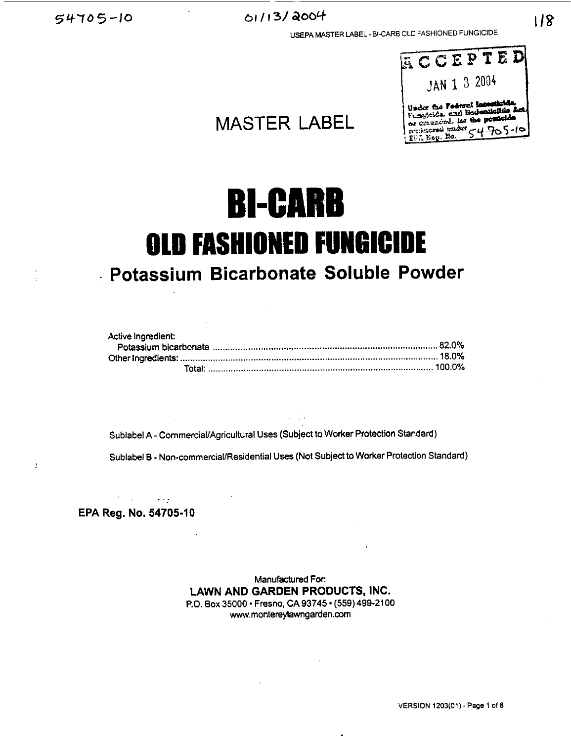54705-10 01/13/2004

USEPA MASTER LABEL - BI-CARB OLD FASHIONED FUNGICIDE

ACCEPTED
JAN 1 3 2004
Under the Federal Insecticide, Fungicide, and Rodenticide Act, as amended, for the pesticide registered under EPA Reg. No. 54705-10

# MASTER LABEL

# BI-CARB

# OLD FASHIONED FUNGICIDE

## Potassium Bicarbonate Soluble Powder

| Active Ingredient: | |
|---|---|
| Potassium bicarbonate | 82.0% |
| Other Ingredients: | 18.0% |
| Total: | 100.0% |

Sublabel A - Commercial/Agricultural Uses (Subject to Worker Protection Standard)

Sublabel B - Non-commercial/Residential Uses (Not Subject to Worker Protection Standard)

**EPA Reg. No. 54705-10**

Manufactured For:
**LAWN AND GARDEN PRODUCTS, INC.**
P.O. Box 35000 • Fresno, CA 93745 • (559) 499-2100
www.montereylawngarden.com

VERSION 1203(01)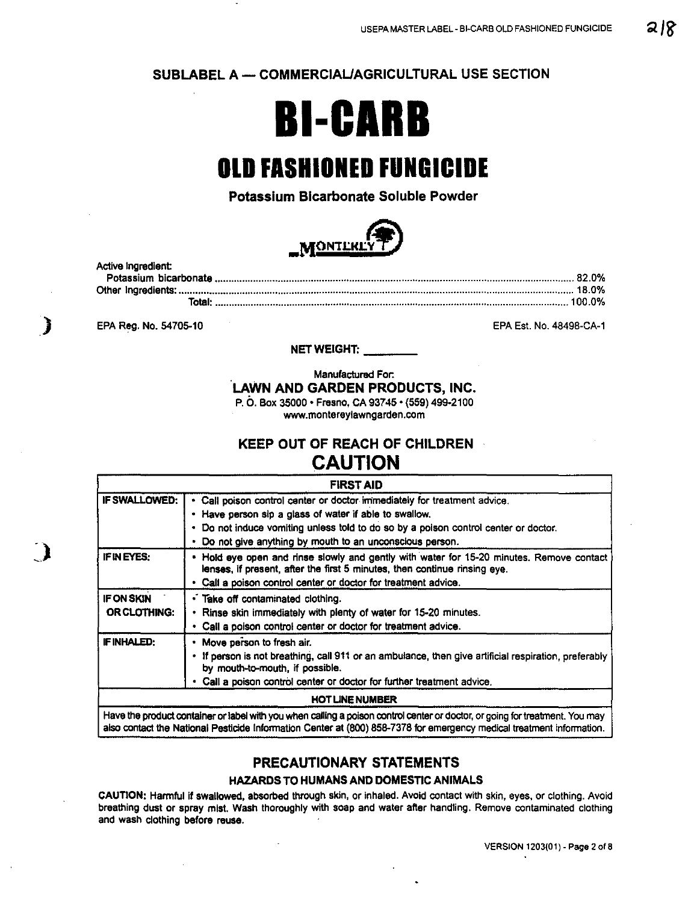## SUBLABEL A — COMMERCIAL/AGRICULTURAL USE SECTION

# BI-CARB

# OLD FASHIONED FUNGICIDE

**Potassium Bicarbonate Soluble Powder**

MONTEREY

Active Ingredient:
Potassium bicarbonate ........................................................................ 82.0%
Other Ingredients: ........................................................................ 18.0%
Total: ........................................................................ 100.0%

EPA Reg. No. 54705-10

EPA Est. No. 48498-CA-1

**NET WEIGHT: \_\_\_\_\_\_\_\_\_**

Manufactured For:
**LAWN AND GARDEN PRODUCTS, INC.**
P. O. Box 35000 • Fresno, CA 93745 • (559) 499-2100
www.montereylawngarden.com

## KEEP OUT OF REACH OF CHILDREN

## CAUTION

| FIRST AID | |
|---|---|
| **IF SWALLOWED:** | • Call poison control center or doctor immediately for treatment advice.<br>• Have person sip a glass of water if able to swallow.<br>• Do not induce vomiting unless told to do so by a poison control center or doctor.<br>• Do not give anything by mouth to an unconscious person. |
| **IF IN EYES:** | • Hold eye open and rinse slowly and gently with water for 15-20 minutes. Remove contact lenses, if present, after the first 5 minutes, then continue rinsing eye.<br>• Call a poison control center or doctor for treatment advice. |
| **IF ON SKIN OR CLOTHING:** | • Take off contaminated clothing.<br>• Rinse skin immediately with plenty of water for 15-20 minutes.<br>• Call a poison control center or doctor for treatment advice. |
| **IF INHALED:** | • Move person to fresh air.<br>• If person is not breathing, call 911 or an ambulance, then give artificial respiration, preferably by mouth-to-mouth, if possible.<br>• Call a poison control center or doctor for further treatment advice. |
| **HOT LINE NUMBER** | |
| Have the product container or label with you when calling a poison control center or doctor, or going for treatment. You may also contact the National Pesticide Information Center at (800) 858-7378 for emergency medical treatment information. | |

## PRECAUTIONARY STATEMENTS

### HAZARDS TO HUMANS AND DOMESTIC ANIMALS

**CAUTION:** Harmful if swallowed, absorbed through skin, or inhaled. Avoid contact with skin, eyes, or clothing. Avoid breathing dust or spray mist. Wash thoroughly with soap and water after handling. Remove contaminated clothing and wash clothing before reuse.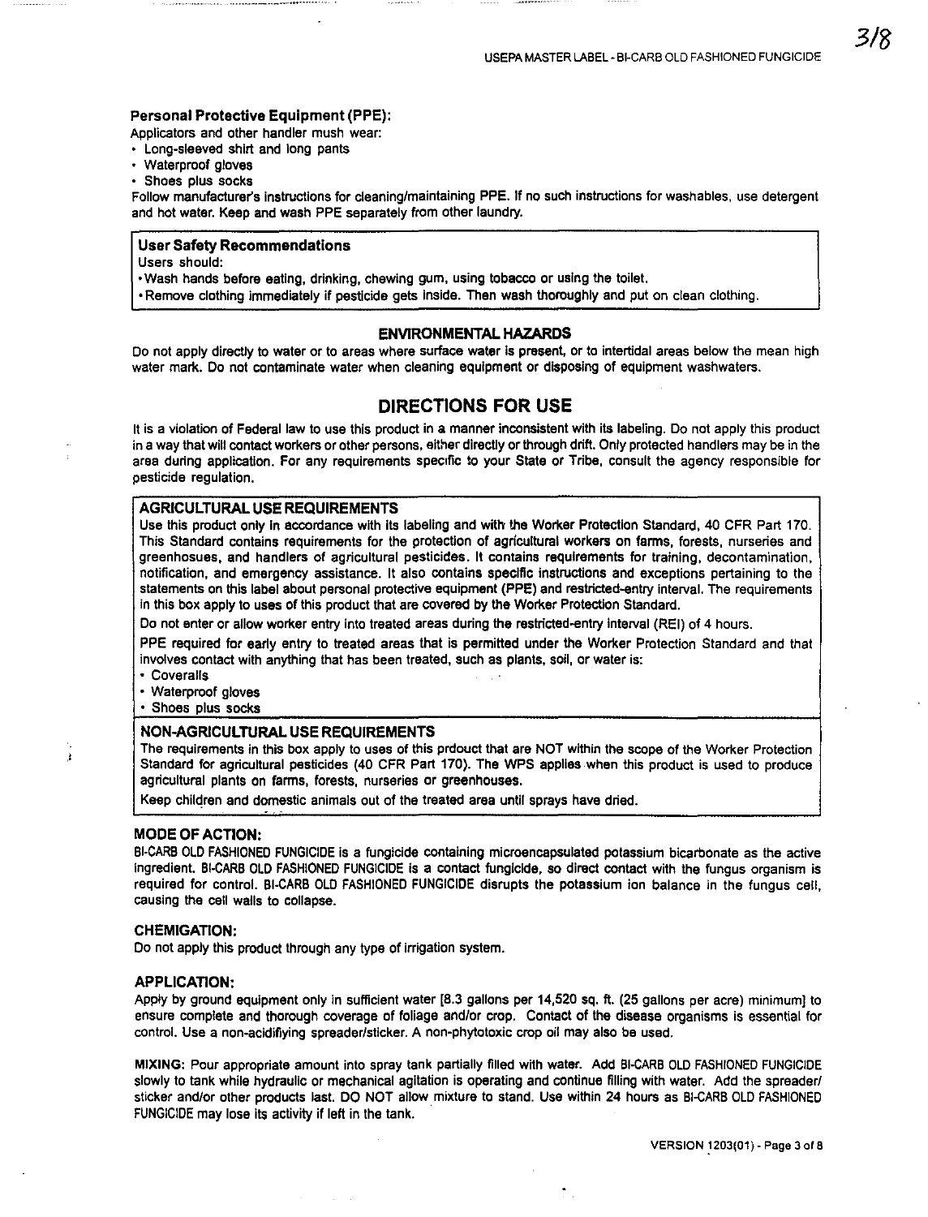### Personal Protective Equipment (PPE):

Applicators and other handler mush wear:

- Long-sleeved shirt and long pants
- Waterproof gloves
- Shoes plus socks

Follow manufacturer's instructions for cleaning/maintaining PPE. If no such instructions for washables, use detergent and hot water. Keep and wash PPE separately from other laundry.

### User Safety Recommendations

Users should:

- Wash hands before eating, drinking, chewing gum, using tobacco or using the toilet.
- Remove clothing immediately if pesticide gets inside. Then wash thoroughly and put on clean clothing.

### ENVIRONMENTAL HAZARDS

Do not apply directly to water or to areas where surface water is present, or to intertidal areas below the mean high water mark. Do not contaminate water when cleaning equipment or disposing of equipment washwaters.

## DIRECTIONS FOR USE

It is a violation of Federal law to use this product in a manner inconsistent with its labeling. Do not apply this product in a way that will contact workers or other persons, either directly or through drift. Only protected handlers may be in the area during application. For any requirements specific to your State or Tribe, consult the agency responsible for pesticide regulation.

### AGRICULTURAL USE REQUIREMENTS

Use this product only in accordance with its labeling and with the Worker Protection Standard, 40 CFR Part 170. This Standard contains requirements for the protection of agricultural workers on farms, forests, nurseries and greenhosues, and handlers of agricultural pesticides. It contains requirements for training, decontamination, notification, and emergency assistance. It also contains specific instructions and exceptions pertaining to the statements on this label about personal protective equipment (PPE) and restricted-entry interval. The requirements in this box apply to uses of this product that are covered by the Worker Protection Standard.

Do not enter or allow worker entry into treated areas during the restricted-entry interval (REI) of 4 hours.

PPE required for early entry to treated areas that is permitted under the Worker Protection Standard and that involves contact with anything that has been treated, such as plants, soil, or water is:

- Coveralls
- Waterproof gloves
- Shoes plus socks

### NON-AGRICULTURAL USE REQUIREMENTS

The requirements in this box apply to uses of this prdouct that are NOT within the scope of the Worker Protection Standard for agricultural pesticides (40 CFR Part 170). The WPS applies when this product is used to produce agricultural plants on farms, forests, nurseries or greenhouses.

Keep children and domestic animals out of the treated area until sprays have dried.

### MODE OF ACTION:

BI-CARB OLD FASHIONED FUNGICIDE is a fungicide containing microencapsulated potassium bicarbonate as the active ingredient. BI-CARB OLD FASHIONED FUNGICIDE is a contact fungicide, so direct contact with the fungus organism is required for control. BI-CARB OLD FASHIONED FUNGICIDE disrupts the potassium ion balance in the fungus cell, causing the cell walls to collapse.

### CHEMIGATION:

Do not apply this product through any type of irrigation system.

### APPLICATION:

Apply by ground equipment only in sufficient water [8.3 gallons per 14,520 sq. ft. (25 gallons per acre) minimum] to ensure complete and thorough coverage of foliage and/or crop. Contact of the disease organisms is essential for control. Use a non-acidifying spreader/sticker. A non-phytotoxic crop oil may also be used.

**MIXING:** Pour appropriate amount into spray tank partially filled with water. Add BI-CARB OLD FASHIONED FUNGICIDE slowly to tank while hydraulic or mechanical agitation is operating and continue filling with water. Add the spreader/sticker and/or other products last. DO NOT allow mixture to stand. Use within 24 hours as BI-CARB OLD FASHIONED FUNGICIDE may lose its activity if left in the tank.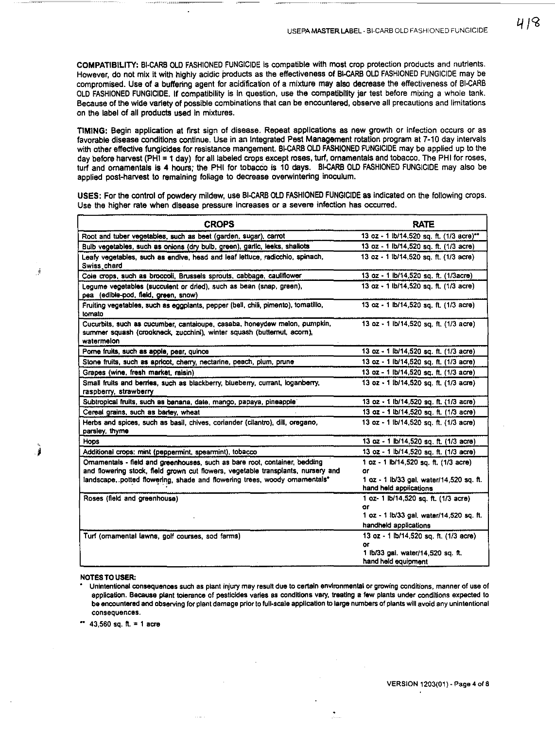**COMPATIBILITY:** BI-CARB OLD FASHIONED FUNGICIDE is compatible with most crop protection products and nutrients. However, do not mix it with highly acidic products as the effectiveness of BI-CARB OLD FASHIONED FUNGICIDE may be compromised. Use of a buffering agent for acidification of a mixture may also decrease the effectiveness of BI-CARB OLD FASHIONED FUNGICIDE. If compatibility is in question, use the compatibility jar test before mixing a whole tank. Because of the wide variety of possible combinations that can be encountered, observe all precautions and limitations on the label of all products used in mixtures.

**TIMING:** Begin application at first sign of disease. Repeat applications as new growth or infection occurs or as favorable disease conditions continue. Use in an Integrated Pest Management rotation program at 7-10 day intervals with other effective fungicides for resistance mangement. BI-CARB OLD FASHIONED FUNGICIDE may be applied up to the day before harvest (PHI = 1 day) for all labeled crops except roses, turf, ornamentals and tobacco. The PHI for roses, turf and ornamentals is 4 hours; the PHI for tobacco is 10 days. BI-CARB OLD FASHIONED FUNGICIDE may also be applied post-harvest to remaining foliage to decrease overwintering inoculum.

**USES:** For the control of powdery mildew, use BI-CARB OLD FASHIONED FUNGICIDE as indicated on the following crops. Use the higher rate when disease pressure increases or a severe infection has occurred.

| CROPS | RATE |
|---|---|
| Root and tuber vegetables, such as beet (garden, sugar), carrot | 13 oz - 1 lb/14,520 sq. ft. (1/3 acre)** |
| Bulb vegetables, such as onions (dry bulb, green), garlic, leeks, shallots | 13 oz - 1 lb/14,520 sq. ft. (1/3 acre) |
| Leafy vegetables, such as endive, head and leaf lettuce, radicchio, spinach, Swiss chard | 13 oz - 1 lb/14,520 sq. ft. (1/3 acre) |
| Cole crops, such as broccoli, Brussels sprouts, cabbage, cauliflower | 13 oz - 1 lb/14,520 sq. ft. (1/3acre) |
| Legume vegetables (succulent or dried), such as bean (snap, green), pea (edible-pod, field, green, snow) | 13 oz - 1 lb/14,520 sq. ft. (1/3 acre) |
| Fruiting vegetables, such as eggplants, pepper (bell, chili, pimento), tomatillo, tomato | 13 oz - 1 lb/14,520 sq. ft. (1/3 acre) |
| Cucurbits, such as cucumber, cantaloupe, casaba, honeydew melon, pumpkin, summer squash (crookneck, zucchini), winter squash (butternut, acorn), watermelon | 13 oz - 1 lb/14,520 sq. ft. (1/3 acre) |
| Pome fruits, such as apple, pear, quince | 13 oz - 1 lb/14,520 sq. ft. (1/3 acre) |
| Stone fruits, such as apricot, cherry, nectarine, peach, plum, prune | 13 oz - 1 lb/14,520 sq. ft. (1/3 acre) |
| Grapes (wine, fresh market, raisin) | 13 oz - 1 lb/14,520 sq. ft. (1/3 acre) |
| Small fruits and berries, such as blackberry, blueberry, currant, loganberry, raspberry, strawberry | 13 oz - 1 lb/14,520 sq. ft. (1/3 acre) |
| Subtropical fruits, such as banana, date, mango, papaya, pineapple | 13 oz - 1 lb/14,520 sq. ft. (1/3 acre) |
| Cereal grains, such as barley, wheat | 13 oz - 1 lb/14,520 sq. ft. (1/3 acre) |
| Herbs and spices, such as basil, chives, coriander (cilantro), dill, oregano, parsley, thyme | 13 oz - 1 lb/14,520 sq. ft. (1/3 acre) |
| Hops | 13 oz - 1 lb/14,520 sq. ft. (1/3 acre) |
| Additional crops: mint (peppermint, spearmint), tobacco | 13 oz - 1 lb/14,520 sq. ft. (1/3 acre) |
| Ornamentals - field and greenhouses, such as bare root, container, bedding and flowering stock, field grown cut flowers, vegetable transplants, nursery and landscape, potted flowering, shade and flowering trees, woody ornamentals* | 1 oz - 1 lb/14,520 sq. ft. (1/3 acre) or 1 oz - 1 lb/33 gal. water/14,520 sq. ft. hand held applications |
| Roses (field and greenhouse) | 1 oz- 1 lb/14,520 sq. ft. (1/3 acre) or 1 oz - 1 lb/33 gal. water/14,520 sq. ft. handheld applications |
| Turf (ornamental lawns, golf courses, sod farms) | 13 oz - 1 lb/14,520 sq. ft. (1/3 acre) or 1 lb/33 gal. water/14,520 sq. ft. hand held equipment |

**NOTES TO USER:**

* Unintentional consequences such as plant injury may result due to certain environmental or growing conditions, manner of use of application. Because plant tolerance of pesticides varies as conditions vary, treating a few plants under conditions expected to be encountered and observing for plant damage prior to full-scale application to large numbers of plants will avoid any unintentional consequences.

** 43,560 sq. ft. = 1 acre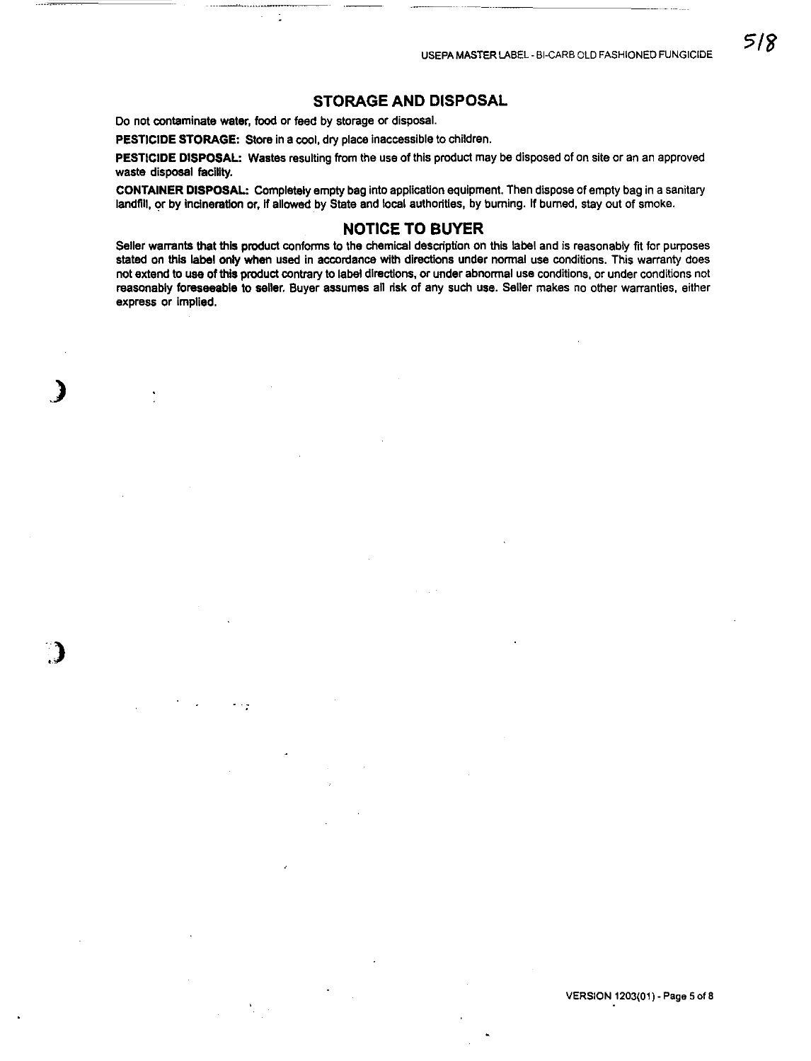## STORAGE AND DISPOSAL

Do not contaminate water, food or feed by storage or disposal.

**PESTICIDE STORAGE:** Store in a cool, dry place inaccessible to children.

**PESTICIDE DISPOSAL:** Wastes resulting from the use of this product may be disposed of on site or an an approved waste disposal facility.

**CONTAINER DISPOSAL:** Completely empty bag into application equipment. Then dispose of empty bag in a sanitary landfill, or by incineration or, if allowed by State and local authorities, by burning. If burned, stay out of smoke.

## NOTICE TO BUYER

Seller warrants that this product conforms to the chemical description on this label and is reasonably fit for purposes stated on this label only when used in accordance with directions under normal use conditions. This warranty does not extend to use of this product contrary to label directions, or under abnormal use conditions, or under conditions not reasonably foreseeable to seller. Buyer assumes all risk of any such use. Seller makes no other warranties, either express or implied.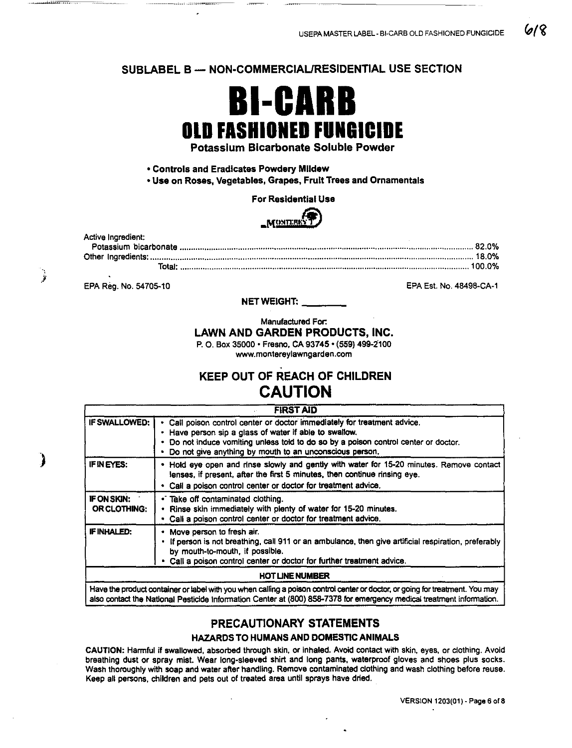## SUBLABEL B — NON-COMMERCIAL/RESIDENTIAL USE SECTION

# BI-CARB

# OLD FASHIONED FUNGICIDE

**Potassium Bicarbonate Soluble Powder**

- **Controls and Eradicates Powdery Mildew**
- **Use on Roses, Vegetables, Grapes, Fruit Trees and Ornamentals**

**For Residential Use**

MONTEREY

| Active Ingredient: | |
|---|---|
| Potassium bicarbonate | 82.0% |
| Other Ingredients: | 18.0% |
| Total: | 100.0% |

EPA Reg. No. 54705-10

EPA Est. No. 48498-CA-1

**NET WEIGHT: ________**

Manufactured For:

**LAWN AND GARDEN PRODUCTS, INC.**

P. O. Box 35000 • Fresno, CA 93745 • (559) 499-2100

www.montereylawngarden.com

## KEEP OUT OF REACH OF CHILDREN

## CAUTION

| FIRST AID | |
|---|---|
| **IF SWALLOWED:** | • Call poison control center or doctor immediately for treatment advice.<br>• Have person sip a glass of water if able to swallow.<br>• Do not induce vomiting unless told to do so by a poison control center or doctor.<br>• Do not give anything by mouth to an unconscious person. |
| **IF IN EYES:** | • Hold eye open and rinse slowly and gently with water for 15-20 minutes. Remove contact lenses, if present, after the first 5 minutes, then continue rinsing eye.<br>• Call a poison control center or doctor for treatment advice. |
| **IF ON SKIN: OR CLOTHING:** | • Take off contaminated clothing.<br>• Rinse skin immediately with plenty of water for 15-20 minutes.<br>• Call a poison control center or doctor for treatment advice. |
| **IF INHALED:** | • Move person to fresh air.<br>• If person is not breathing, call 911 or an ambulance, then give artificial respiration, preferably by mouth-to-mouth, if possible.<br>• Call a poison control center or doctor for further treatment advice. |
| **HOT LINE NUMBER** | |
| Have the product container or label with you when calling a poison control center or doctor, or going for treatment. You may also contact the National Pesticide Information Center at (800) 858-7378 for emergency medical treatment information. | |

## PRECAUTIONARY STATEMENTS

### HAZARDS TO HUMANS AND DOMESTIC ANIMALS

**CAUTION:** Harmful if swallowed, absorbed through skin, or inhaled. Avoid contact with skin, eyes, or clothing. Avoid breathing dust or spray mist. Wear long-sleeved shirt and long pants, waterproof gloves and shoes plus socks. Wash thoroughly with soap and water after handling. Remove contaminated clothing and wash clothing before reuse. Keep all persons, children and pets out of treated area until sprays have dried.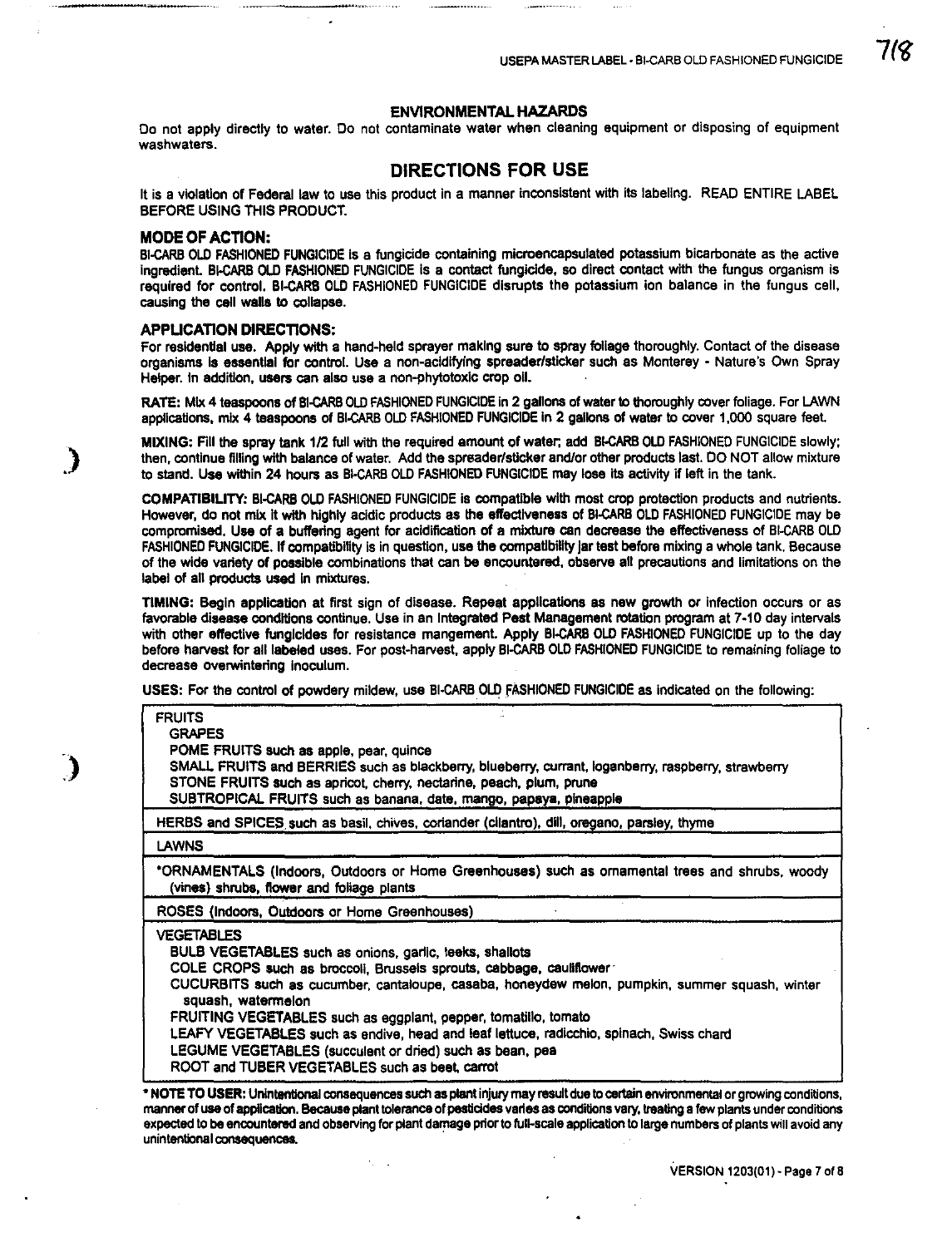## ENVIRONMENTAL HAZARDS

Do not apply directly to water. Do not contaminate water when cleaning equipment or disposing of equipment washwaters.

# DIRECTIONS FOR USE

It is a violation of Federal law to use this product in a manner inconsistent with its labeling. READ ENTIRE LABEL BEFORE USING THIS PRODUCT.

### MODE OF ACTION:

BI-CARB OLD FASHIONED FUNGICIDE is a fungicide containing microencapsulated potassium bicarbonate as the active ingredient. BI-CARB OLD FASHIONED FUNGICIDE is a contact fungicide, so direct contact with the fungus organism is required for control. BI-CARB OLD FASHIONED FUNGICIDE disrupts the potassium ion balance in the fungus cell, causing the cell walls to collapse.

### APPLICATION DIRECTIONS:

For residential use. Apply with a hand-held sprayer making sure to spray foliage thoroughly. Contact of the disease organisms is essential for control. Use a non-acidifying spreader/sticker such as Monterey - Nature's Own Spray Helper. In addition, users can also use a non-phytotoxic crop oil.

**RATE:** Mix 4 teaspoons of BI-CARB OLD FASHIONED FUNGICIDE in 2 gallons of water to thoroughly cover foliage. For LAWN applications, mix 4 teaspoons of BI-CARB OLD FASHIONED FUNGICIDE in 2 gallons of water to cover 1,000 square feet.

**MIXING:** Fill the spray tank 1/2 full with the required amount of water; add BI-CARB OLD FASHIONED FUNGICIDE slowly; then, continue filling with balance of water. Add the spreader/sticker and/or other products last. DO NOT allow mixture to stand. Use within 24 hours as BI-CARB OLD FASHIONED FUNGICIDE may lose its activity if left in the tank.

**COMPATIBILITY:** BI-CARB OLD FASHIONED FUNGICIDE is compatible with most crop protection products and nutrients. However, do not mix it with highly acidic products as the effectiveness of BI-CARB OLD FASHIONED FUNGICIDE may be compromised. Use of a buffering agent for acidification of a mixture can decrease the effectiveness of BI-CARB OLD FASHIONED FUNGICIDE. If compatibility is in question, use the compatibility jar test before mixing a whole tank. Because of the wide variety of possible combinations that can be encountered, observe all precautions and limitations on the label of all products used in mixtures.

**TIMING:** Begin application at first sign of disease. Repeat applications as new growth or infection occurs or as favorable disease conditions continue. Use in an Integrated Pest Management rotation program at 7-10 day intervals with other effective fungicides for resistance mangement. Apply BI-CARB OLD FASHIONED FUNGICIDE up to the day before harvest for all labeled uses. For post-harvest, apply BI-CARB OLD FASHIONED FUNGICIDE to remaining foliage to decrease overwintering inoculum.

**USES:** For the control of powdery mildew, use BI-CARB OLD FASHIONED FUNGICIDE as indicated on the following:

| |
|---|
| FRUITS<br>GRAPES<br>POME FRUITS such as apple, pear, quince<br>SMALL FRUITS and BERRIES such as blackberry, blueberry, currant, loganberry, raspberry, strawberry<br>STONE FRUITS such as apricot, cherry, nectarine, peach, plum, prune<br>SUBTROPICAL FRUITS such as banana, date, mango, papaya, pineapple |
| HERBS and SPICES such as basil, chives, coriander (cilantro), dill, oregano, parsley, thyme |
| LAWNS |
| *ORNAMENTALS (Indoors, Outdoors or Home Greenhouses) such as ornamental trees and shrubs, woody (vines) shrubs, flower and foliage plants |
| ROSES (Indoors, Outdoors or Home Greenhouses) |
| VEGETABLES<br>BULB VEGETABLES such as onions, garlic, leeks, shallots<br>COLE CROPS such as broccoli, Brussels sprouts, cabbage, cauliflower<br>CUCURBITS such as cucumber, cantaloupe, casaba, honeydew melon, pumpkin, summer squash, winter squash, watermelon<br>FRUITING VEGETABLES such as eggplant, pepper, tomatillo, tomato<br>LEAFY VEGETABLES such as endive, head and leaf lettuce, radicchio, spinach, Swiss chard<br>LEGUME VEGETABLES (succulent or dried) such as bean, pea<br>ROOT and TUBER VEGETABLES such as beet, carrot |

**\* NOTE TO USER:** Unintentional consequences such as plant injury may result due to certain environmental or growing conditions, manner of use of application. Because plant tolerance of pesticides varies as conditions vary, treating a few plants under conditions expected to be encountered and observing for plant damage prior to full-scale application to large numbers of plants will avoid any unintentional consequences.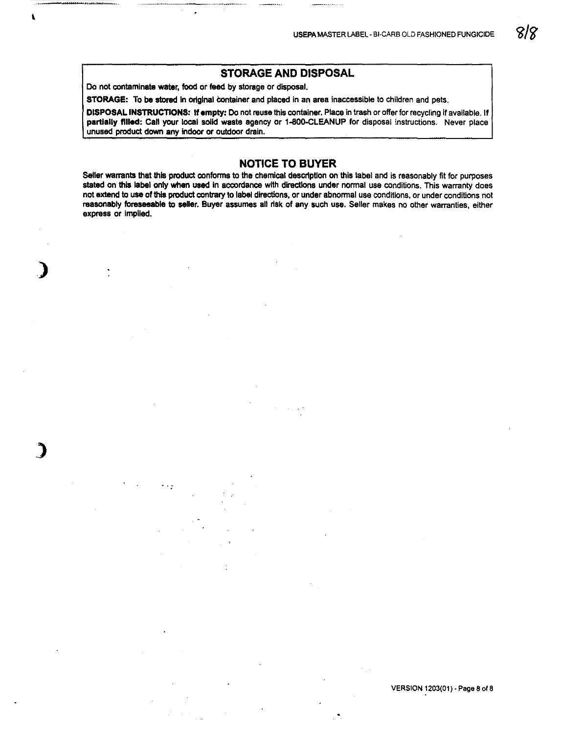## STORAGE AND DISPOSAL

Do not contaminate water, food or feed by storage or disposal.

**STORAGE:** To be stored in original container and placed in an area inaccessible to children and pets.

**DISPOSAL INSTRUCTIONS: If empty:** Do not reuse this container. Place in trash or offer for recycling if available. **If partially filled:** Call your local solid waste agency or 1-800-CLEANUP for disposal instructions. Never place unused product down any indoor or outdoor drain.

## NOTICE TO BUYER

Seller warrants that this product conforms to the chemical description on this label and is reasonably fit for purposes stated on this label only when used in accordance with directions under normal use conditions. This warranty does not extend to use of this product contrary to label directions, or under abnormal use conditions, or under conditions not reasonably foreseeable to seller. Buyer assumes all risk of any such use. Seller makes no other warranties, either express or implied.